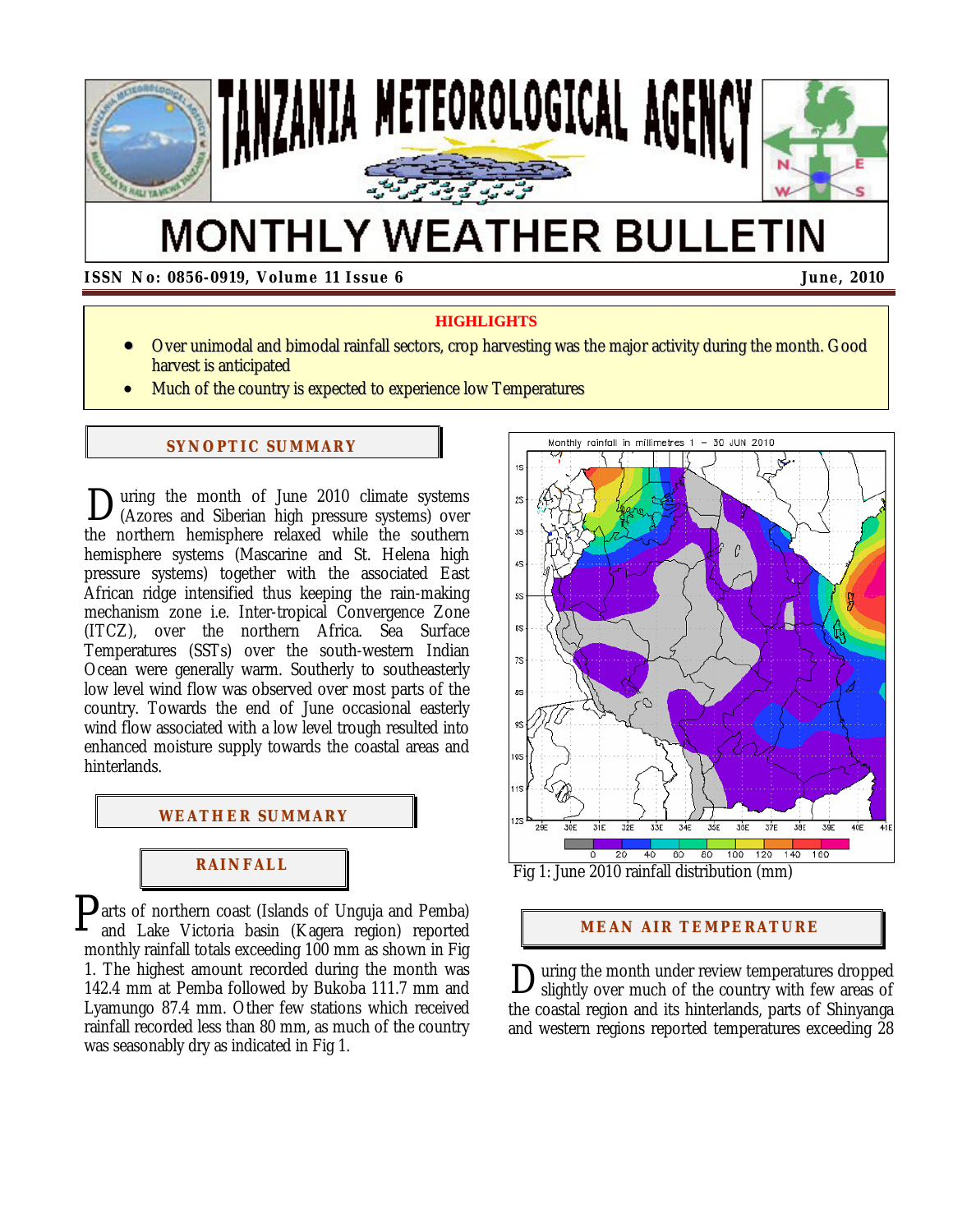# TANZANIA METEOROLOGICAL AGENCY

# MONTHLY WEATHER BULLETIN

**ISSN No: 0856-0919, Volume 11 Issue 6** — **June, 2010**

## HIGHLIGHTS

- Over unimodal and bimodal rainfall sectors, crop harvesting was the major activity during the month. Good harvest is anticipated
- Much of the country is expected to experience low Temperatures

## SYNOPTIC SUMMARY

During the month of June 2010 climate systems (Azores and Siberian high pressure systems) over the northern hemisphere relaxed while the southern hemisphere systems (Mascarine and St. Helena high pressure systems) together with the associated East African ridge intensified thus keeping the rain-making mechanism zone i.e. Inter-tropical Convergence Zone (ITCZ), over the northern Africa. Sea Surface Temperatures (SSTs) over the south-western Indian Ocean were generally warm. Southerly to southeasterly low level wind flow was observed over most parts of the country. Towards the end of June occasional easterly wind flow associated with a low level trough resulted into enhanced moisture supply towards the coastal areas and hinterlands.

## WEATHER SUMMARY

### RAINFALL

Parts of northern coast (Islands of Unguja and Pemba) and Lake Victoria basin (Kagera region) reported monthly rainfall totals exceeding 100 mm as shown in Fig 1. The highest amount recorded during the month was 142.4 mm at Pemba followed by Bukoba 111.7 mm and Lyamungo 87.4 mm. Other few stations which received rainfall recorded less than 80 mm, as much of the country was seasonably dry as indicated in Fig 1.

Fig 1: June 2010 rainfall distribution (mm)

### MEAN AIR TEMPERATURE

During the month under review temperatures dropped slightly over much of the country with few areas of the coastal region and its hinterlands, parts of Shinyanga and western regions reported temperatures exceeding 28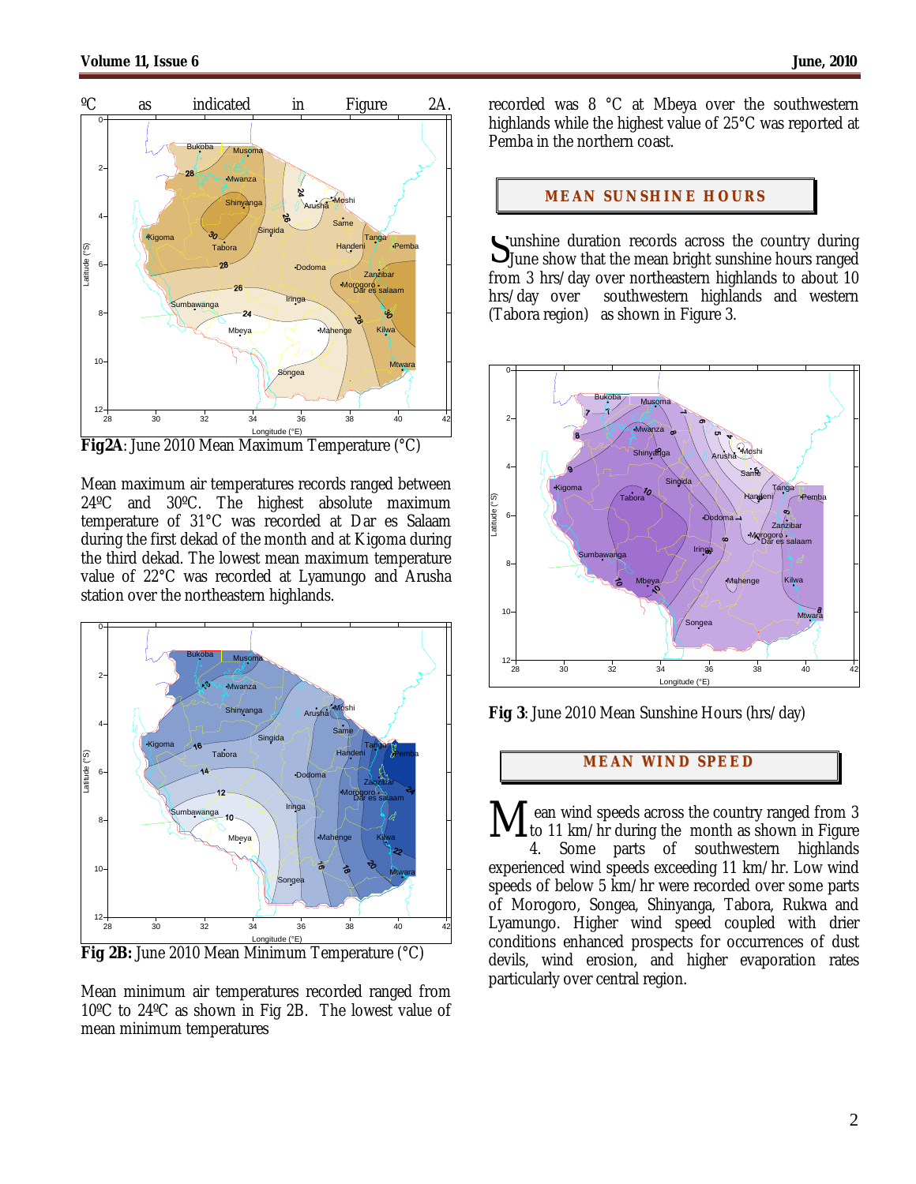ºC as indicated in Figure 2A.

Fig2A: June 2010 Mean Maximum Temperature (°C)

Mean maximum air temperatures records ranged between 24ºC and 30ºC. The highest absolute maximum temperature of 31°C was recorded at Dar es Salaam during the first dekad of the month and at Kigoma during the third dekad. The lowest mean maximum temperature value of 22°C was recorded at Lyamungo and Arusha station over the northeastern highlands.

**Fig 2B:** June 2010 Mean Minimum Temperature (°C)

Mean minimum air temperatures recorded ranged from 10ºC to 24ºC as shown in Fig 2B. The lowest value of mean minimum temperatures recorded was 8 °C at Mbeya over the southwestern highlands while the highest value of 25°C was reported at Pemba in the northern coast.

## MEAN SUNSHINE HOURS

Sunshine duration records across the country during June show that the mean bright sunshine hours ranged from 3 hrs/day over northeastern highlands to about 10 hrs/day over southwestern highlands and western (Tabora region) as shown in Figure 3.

**Fig 3**: June 2010 Mean Sunshine Hours (hrs/day)

## MEAN WIND SPEED

Mean wind speeds across the country ranged from 3 to 11 km/hr during the month as shown in Figure 4. Some parts of southwestern highlands experienced wind speeds exceeding 11 km/hr. Low wind speeds of below 5 km/hr were recorded over some parts of Morogoro, Songea, Shinyanga, Tabora, Rukwa and Lyamungo. Higher wind speed coupled with drier conditions enhanced prospects for occurrences of dust devils, wind erosion, and higher evaporation rates particularly over central region.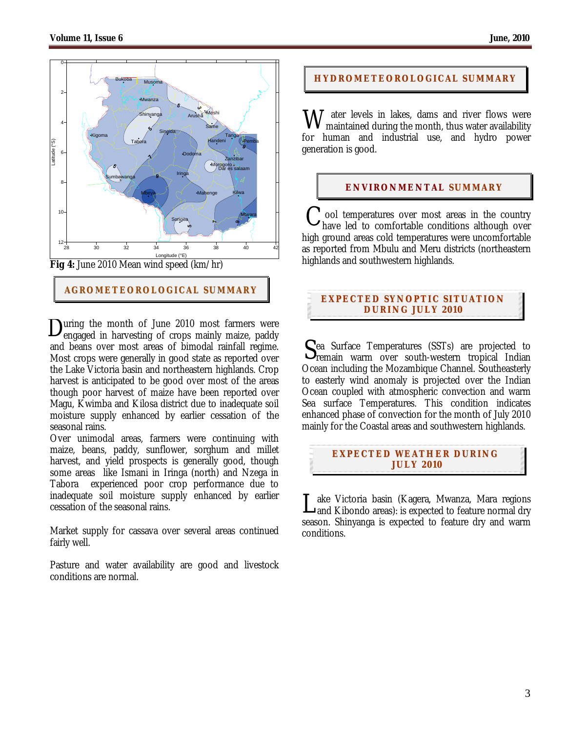**Fig 4:** June 2010 Mean wind speed (km/hr)

## AGROMETEOROLOGICAL SUMMARY

During the month of June 2010 most farmers were engaged in harvesting of crops mainly maize, paddy and beans over most areas of bimodal rainfall regime. Most crops were generally in good state as reported over the Lake Victoria basin and northeastern highlands. Crop harvest is anticipated to be good over most of the areas though poor harvest of maize have been reported over Magu, Kwimba and Kilosa district due to inadequate soil moisture supply enhanced by earlier cessation of the seasonal rains.

Over unimodal areas, farmers were continuing with maize, beans, paddy, sunflower, sorghum and millet harvest, and yield prospects is generally good, though some areas like Ismani in Iringa (north) and Nzega in Tabora experienced poor crop performance due to inadequate soil moisture supply enhanced by earlier cessation of the seasonal rains.

Market supply for cassava over several areas continued fairly well.

Pasture and water availability are good and livestock conditions are normal.

## HYDROMETEOROLOGICAL SUMMARY

Water levels in lakes, dams and river flows were maintained during the month, thus water availability for human and industrial use, and hydro power generation is good.

## ENVIRONMENTAL SUMMARY

Cool temperatures over most areas in the country have led to comfortable conditions although over high ground areas cold temperatures were uncomfortable as reported from Mbulu and Meru districts (northeastern highlands and southwestern highlands.

## EXPECTED SYNOPTIC SITUATION DURING JULY 2010

Sea Surface Temperatures (SSTs) are projected to remain warm over south-western tropical Indian Ocean including the Mozambique Channel. Southeasterly to easterly wind anomaly is projected over the Indian Ocean coupled with atmospheric convection and warm Sea surface Temperatures. This condition indicates enhanced phase of convection for the month of July 2010 mainly for the Coastal areas and southwestern highlands.

## EXPECTED WEATHER DURING JULY 2010

Lake Victoria basin (Kagera, Mwanza, Mara regions and Kibondo areas): is expected to feature normal dry season. Shinyanga is expected to feature dry and warm conditions.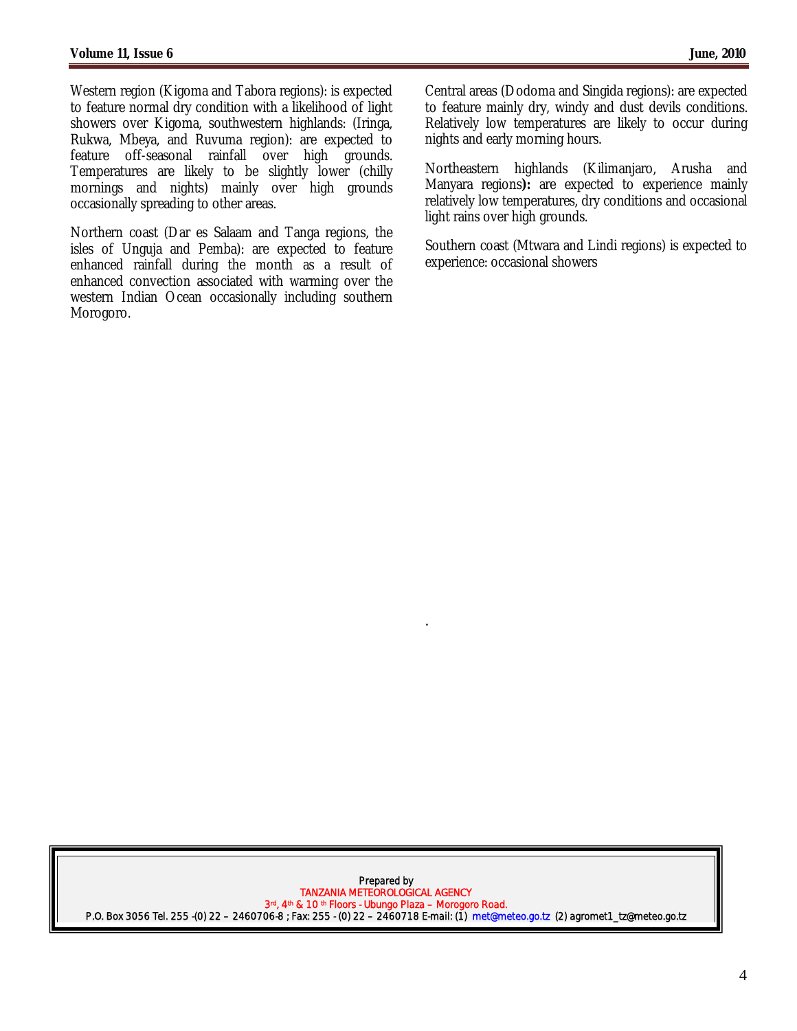Western region (Kigoma and Tabora regions): is expected to feature normal dry condition with a likelihood of light showers over Kigoma, southwestern highlands: (Iringa, Rukwa, Mbeya, and Ruvuma region): are expected to feature off-seasonal rainfall over high grounds. Temperatures are likely to be slightly lower (chilly mornings and nights) mainly over high grounds occasionally spreading to other areas.

Northern coast (Dar es Salaam and Tanga regions, the isles of Unguja and Pemba): are expected to feature enhanced rainfall during the month as a result of enhanced convection associated with warming over the western Indian Ocean occasionally including southern Morogoro.

Central areas (Dodoma and Singida regions): are expected to feature mainly dry, windy and dust devils conditions. Relatively low temperatures are likely to occur during nights and early morning hours.

Northeastern highlands (Kilimanjaro, Arusha and Manyara regions**):** are expected to experience mainly relatively low temperatures, dry conditions and occasional light rains over high grounds.

Southern coast (Mtwara and Lindi regions) is expected to experience: occasional showers

.

Prepared by
TANZANIA METEOROLOGICAL AGENCY
3rd, 4th & 10th Floors - Ubungo Plaza – Morogoro Road.
P.O. Box 3056 Tel. 255 -(0) 22 – 2460706-8 ; Fax: 255 - (0) 22 – 2460718 E-mail: (1) met@meteo.go.tz (2) agromet1_tz@meteo.go.tz